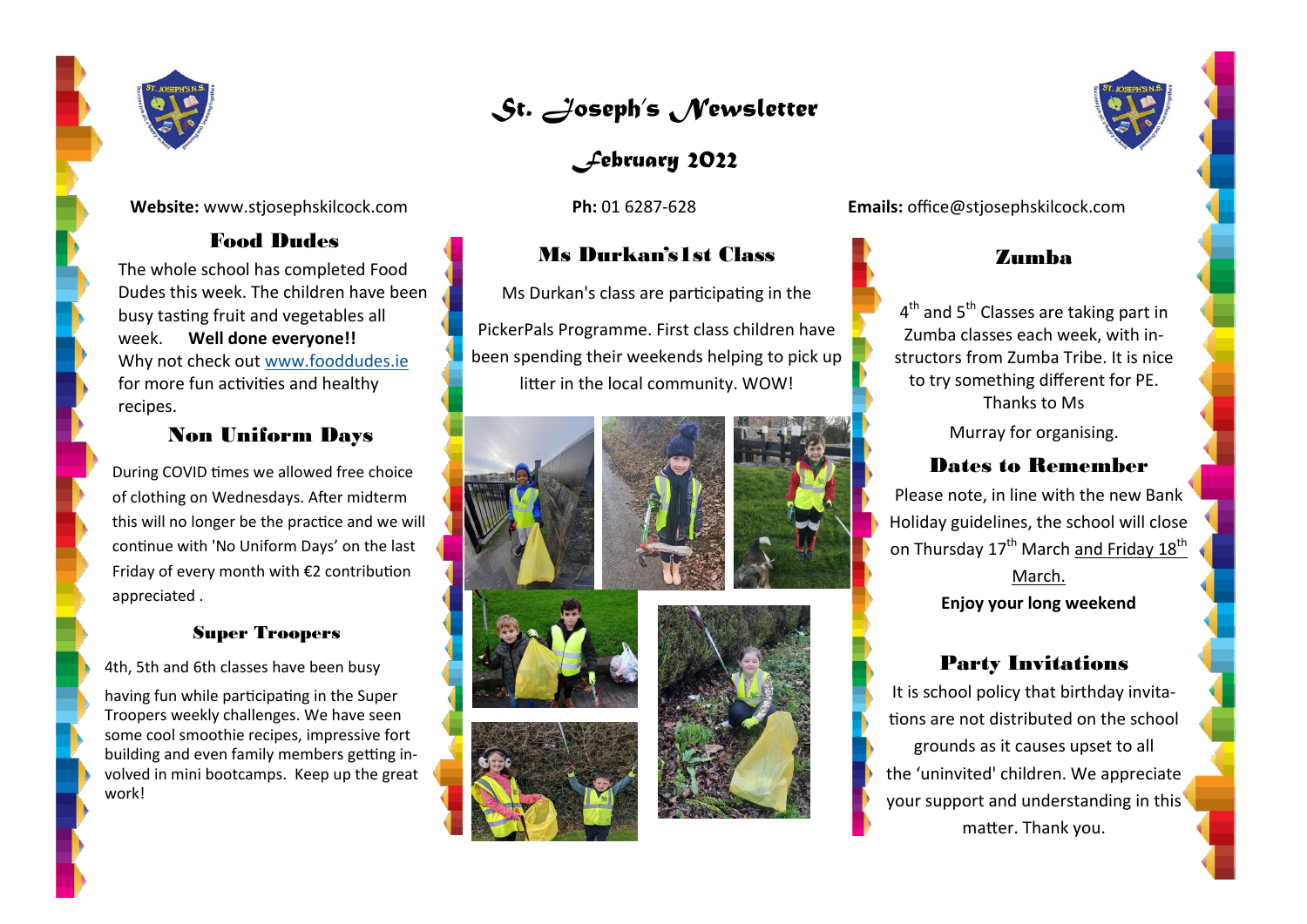# St. Joseph's Newsletter

## February 2022

**Website:** www.stjosephskilcock.com

**Ph:** 01 6287-628

**Emails:** office@stjosephskilcock.com

### Food Dudes

The whole school has completed Food Dudes this week. The children have been busy tasting fruit and vegetables all week. **Well done everyone!!** Why not check out www.fooddudes.ie for more fun activities and healthy recipes.

### Non Uniform Days

During COVID times we allowed free choice of clothing on Wednesdays. After midterm this will no longer be the practice and we will continue with 'No Uniform Days' on the last Friday of every month with €2 contribution appreciated .

### Super Troopers

4th, 5th and 6th classes have been busy having fun while participating in the Super Troopers weekly challenges. We have seen some cool smoothie recipes, impressive fort building and even family members getting involved in mini bootcamps. Keep up the great work!

### Ms Durkan's 1st Class

Ms Durkan's class are participating in the PickerPals Programme. First class children have been spending their weekends helping to pick up litter in the local community. WOW!

### Zumba

4th and 5th Classes are taking part in Zumba classes each week, with instructors from Zumba Tribe. It is nice to try something different for PE. Thanks to Ms Murray for organising.

### Dates to Remember

Please note, in line with the new Bank Holiday guidelines, the school will close on Thursday 17th March and Friday 18th March.

**Enjoy your long weekend**

### Party Invitations

It is school policy that birthday invitations are not distributed on the school grounds as it causes upset to all the 'uninvited' children. We appreciate your support and understanding in this matter. Thank you.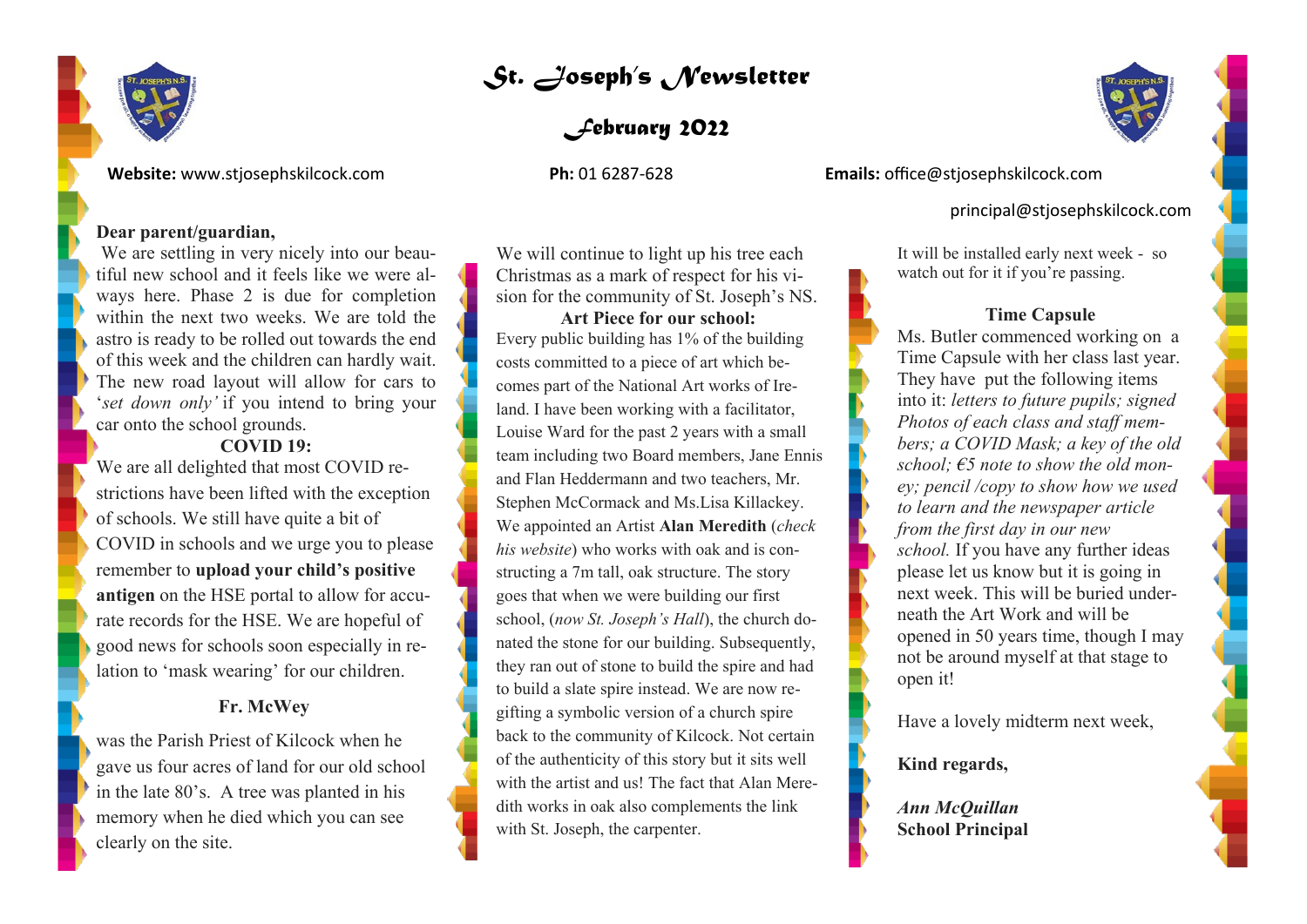# St. Joseph's Newsletter

## February 2022

**Website:** www.stjosephskilcock.com **Ph:** 01 6287-628 **Emails:** office@stjosephskilcock.com

principal@stjosephskilcock.com

**Dear parent/guardian,**

We are settling in very nicely into our beautiful new school and it feels like we were always here. Phase 2 is due for completion within the next two weeks. We are told the astro is ready to be rolled out towards the end of this week and the children can hardly wait. The new road layout will allow for cars to '*set down only'* if you intend to bring your car onto the school grounds.

**COVID 19:**

We are all delighted that most COVID restrictions have been lifted with the exception of schools. We still have quite a bit of COVID in schools and we urge you to please remember to **upload your child's positive antigen** on the HSE portal to allow for accurate records for the HSE. We are hopeful of good news for schools soon especially in relation to 'mask wearing' for our children.

**Fr. McWey**

was the Parish Priest of Kilcock when he gave us four acres of land for our old school in the late 80's. A tree was planted in his memory when he died which you can see clearly on the site.

We will continue to light up his tree each Christmas as a mark of respect for his vision for the community of St. Joseph's NS.

**Art Piece for our school:**

Every public building has 1% of the building costs committed to a piece of art which becomes part of the National Art works of Ireland. I have been working with a facilitator, Louise Ward for the past 2 years with a small team including two Board members, Jane Ennis and Flan Heddermann and two teachers, Mr. Stephen McCormack and Ms.Lisa Killackey. We appointed an Artist **Alan Meredith** (*check his website*) who works with oak and is constructing a 7m tall, oak structure. The story goes that when we were building our first school, (*now St. Joseph's Hall*), the church donated the stone for our building. Subsequently, they ran out of stone to build the spire and had to build a slate spire instead. We are now regifting a symbolic version of a church spire back to the community of Kilcock. Not certain of the authenticity of this story but it sits well with the artist and us! The fact that Alan Meredith works in oak also complements the link with St. Joseph, the carpenter.

It will be installed early next week - so watch out for it if you're passing.

**Time Capsule**

Ms. Butler commenced working on a Time Capsule with her class last year. They have put the following items into it: *letters to future pupils; signed Photos of each class and staff members; a COVID Mask; a key of the old school; €5 note to show the old money; pencil /copy to show how we used to learn and the newspaper article from the first day in our new school.* If you have any further ideas please let us know but it is going in next week. This will be buried underneath the Art Work and will be opened in 50 years time, though I may not be around myself at that stage to open it!

Have a lovely midterm next week,

**Kind regards,**

***Ann McQuillan***
**School Principal**